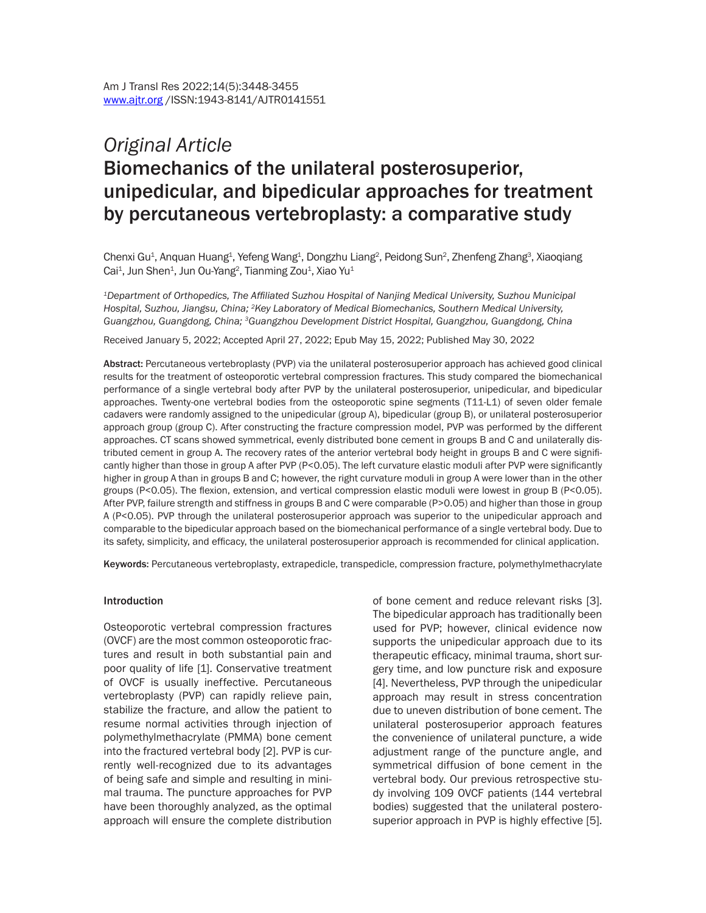*Original Article*

# Biomechanics of the unilateral posterosuperior, unipedicular, and bipedicular approaches for treatment by percutaneous vertebroplasty: a comparative study

Chenxi Gu[1], Anquan Huang[1], Yefeng Wang[1], Dongzhu Liang[2], Peidong Sun[2], Zhenfeng Zhang[3], Xiaoqiang Cai[1], Jun Shen[1], Jun Ou-Yang[2], Tianming Zou[1], Xiao Yu[1]

*[1]Department of Orthopedics, The Affiliated Suzhou Hospital of Nanjing Medical University, Suzhou Municipal Hospital, Suzhou, Jiangsu, China; [2]Key Laboratory of Medical Biomechanics, Southern Medical University, Guangzhou, Guangdong, China; [3]Guangzhou Development District Hospital, Guangzhou, Guangdong, China*

Received January 5, 2022; Accepted April 27, 2022; Epub May 15, 2022; Published May 30, 2022

**Abstract:** Percutaneous vertebroplasty (PVP) via the unilateral posterosuperior approach has achieved good clinical results for the treatment of osteoporotic vertebral compression fractures. This study compared the biomechanical performance of a single vertebral body after PVP by the unilateral posterosuperior, unipedicular, and bipedicular approaches. Twenty-one vertebral bodies from the osteoporotic spine segments (T11-L1) of seven older female cadavers were randomly assigned to the unipedicular (group A), bipedicular (group B), or unilateral posterosuperior approach group (group C). After constructing the fracture compression model, PVP was performed by the different approaches. CT scans showed symmetrical, evenly distributed bone cement in groups B and C and unilaterally distributed cement in group A. The recovery rates of the anterior vertebral body height in groups B and C were significantly higher than those in group A after PVP ($P<0.05$). The left curvature elastic moduli after PVP were significantly higher in group A than in groups B and C; however, the right curvature moduli in group A were lower than in the other groups ($P<0.05$). The flexion, extension, and vertical compression elastic moduli were lowest in group B ($P<0.05$). After PVP, failure strength and stiffness in groups B and C were comparable ($P>0.05$) and higher than those in group A ($P<0.05$). PVP through the unilateral posterosuperior approach was superior to the unipedicular approach and comparable to the bipedicular approach based on the biomechanical performance of a single vertebral body. Due to its safety, simplicity, and efficacy, the unilateral posterosuperior approach is recommended for clinical application.

**Keywords:** Percutaneous vertebroplasty, extrapedicle, transpedicle, compression fracture, polymethylmethacrylate

## Introduction

Osteoporotic vertebral compression fractures (OVCF) are the most common osteoporotic fractures and result in both substantial pain and poor quality of life [1]. Conservative treatment of OVCF is usually ineffective. Percutaneous vertebroplasty (PVP) can rapidly relieve pain, stabilize the fracture, and allow the patient to resume normal activities through injection of polymethylmethacrylate (PMMA) bone cement into the fractured vertebral body [2]. PVP is currently well-recognized due to its advantages of being safe and simple and resulting in minimal trauma. The puncture approaches for PVP have been thoroughly analyzed, as the optimal approach will ensure the complete distribution of bone cement and reduce relevant risks [3]. The bipedicular approach has traditionally been used for PVP; however, clinical evidence now supports the unipedicular approach due to its therapeutic efficacy, minimal trauma, short surgery time, and low puncture risk and exposure [4]. Nevertheless, PVP through the unipedicular approach may result in stress concentration due to uneven distribution of bone cement. The unilateral posterosuperior approach features the convenience of unilateral puncture, a wide adjustment range of the puncture angle, and symmetrical diffusion of bone cement in the vertebral body. Our previous retrospective study involving 109 OVCF patients (144 vertebral bodies) suggested that the unilateral posterosuperior approach in PVP is highly effective [5].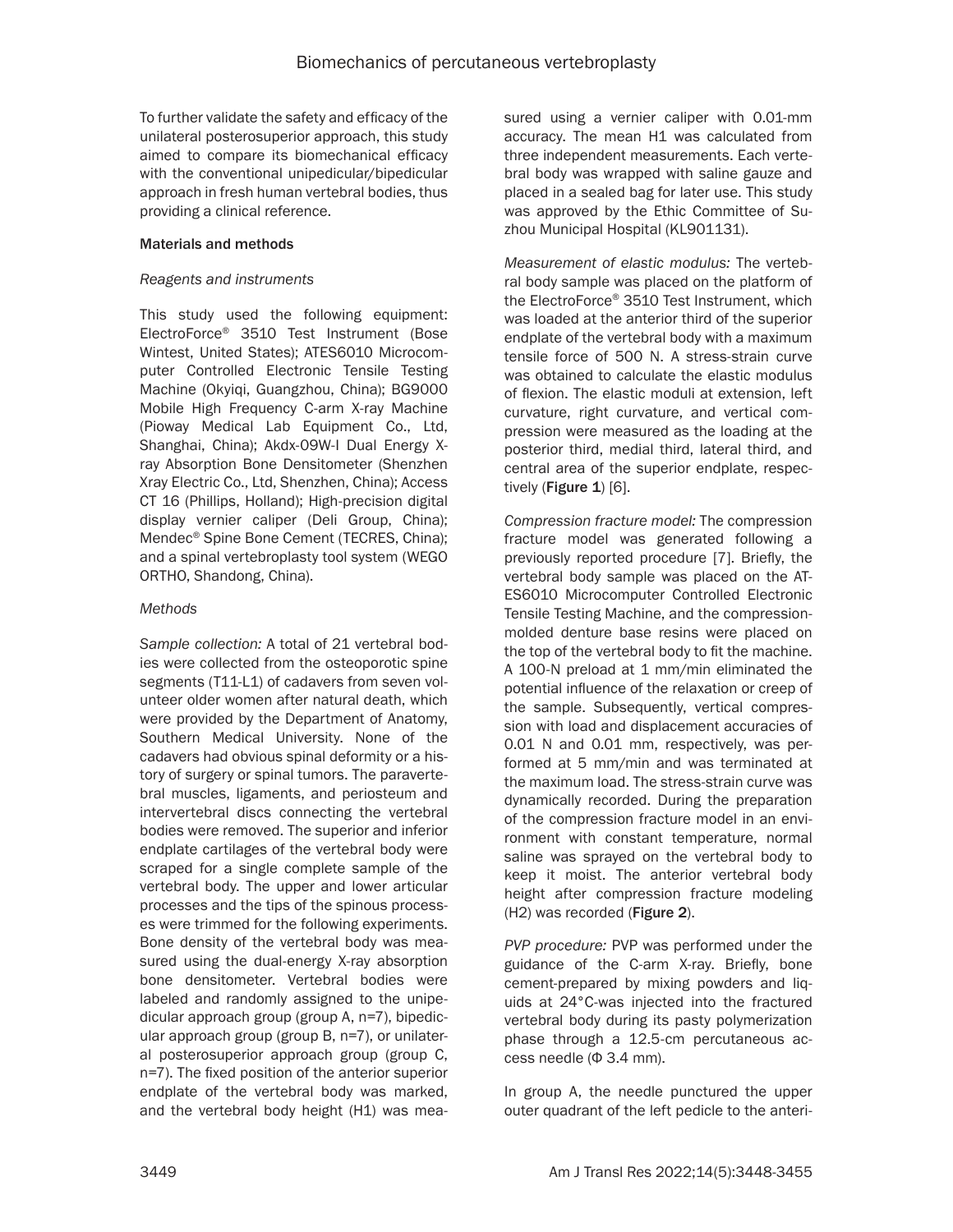To further validate the safety and efficacy of the unilateral posterosuperior approach, this study aimed to compare its biomechanical efficacy with the conventional unipedicular/bipedicular approach in fresh human vertebral bodies, thus providing a clinical reference.

## Materials and methods

### *Reagents and instruments*

This study used the following equipment: ElectroForce® 3510 Test Instrument (Bose Wintest, United States); ATES6010 Microcomputer Controlled Electronic Tensile Testing Machine (Okyiqi, Guangzhou, China); BG9000 Mobile High Frequency C-arm X-ray Machine (Pioway Medical Lab Equipment Co., Ltd, Shanghai, China); Akdx-09W-I Dual Energy X-ray Absorption Bone Densitometer (Shenzhen Xray Electric Co., Ltd, Shenzhen, China); Access CT 16 (Phillips, Holland); High-precision digital display vernier caliper (Deli Group, China); Mendec® Spine Bone Cement (TECRES, China); and a spinal vertebroplasty tool system (WEGO ORTHO, Shandong, China).

### *Methods*

*Sample collection:* A total of 21 vertebral bodies were collected from the osteoporotic spine segments (T11-L1) of cadavers from seven volunteer older women after natural death, which were provided by the Department of Anatomy, Southern Medical University. None of the cadavers had obvious spinal deformity or a history of surgery or spinal tumors. The paravertebral muscles, ligaments, and periosteum and intervertebral discs connecting the vertebral bodies were removed. The superior and inferior endplate cartilages of the vertebral body were scraped for a single complete sample of the vertebral body. The upper and lower articular processes and the tips of the spinous processes were trimmed for the following experiments. Bone density of the vertebral body was measured using the dual-energy X-ray absorption bone densitometer. Vertebral bodies were labeled and randomly assigned to the unipedicular approach group (group A, n=7), bipedicular approach group (group B, n=7), or unilateral posterosuperior approach group (group C, n=7). The fixed position of the anterior superior endplate of the vertebral body was marked, and the vertebral body height (H1) was measured using a vernier caliper with 0.01-mm accuracy. The mean H1 was calculated from three independent measurements. Each vertebral body was wrapped with saline gauze and placed in a sealed bag for later use. This study was approved by the Ethic Committee of Suzhou Municipal Hospital (KL901131).

*Measurement of elastic modulus:* The vertebral body sample was placed on the platform of the ElectroForce® 3510 Test Instrument, which was loaded at the anterior third of the superior endplate of the vertebral body with a maximum tensile force of 500 N. A stress-strain curve was obtained to calculate the elastic modulus of flexion. The elastic moduli at extension, left curvature, right curvature, and vertical compression were measured as the loading at the posterior third, medial third, lateral third, and central area of the superior endplate, respectively (**Figure 1**) [6].

*Compression fracture model:* The compression fracture model was generated following a previously reported procedure [7]. Briefly, the vertebral body sample was placed on the ATES6010 Microcomputer Controlled Electronic Tensile Testing Machine, and the compression-molded denture base resins were placed on the top of the vertebral body to fit the machine. A 100-N preload at 1 mm/min eliminated the potential influence of the relaxation or creep of the sample. Subsequently, vertical compression with load and displacement accuracies of 0.01 N and 0.01 mm, respectively, was performed at 5 mm/min and was terminated at the maximum load. The stress-strain curve was dynamically recorded. During the preparation of the compression fracture model in an environment with constant temperature, normal saline was sprayed on the vertebral body to keep it moist. The anterior vertebral body height after compression fracture modeling (H2) was recorded (**Figure 2**).

*PVP procedure:* PVP was performed under the guidance of the C-arm X-ray. Briefly, bone cement-prepared by mixing powders and liquids at 24°C-was injected into the fractured vertebral body during its pasty polymerization phase through a 12.5-cm percutaneous access needle (Φ 3.4 mm).

In group A, the needle punctured the upper outer quadrant of the left pedicle to the anteri-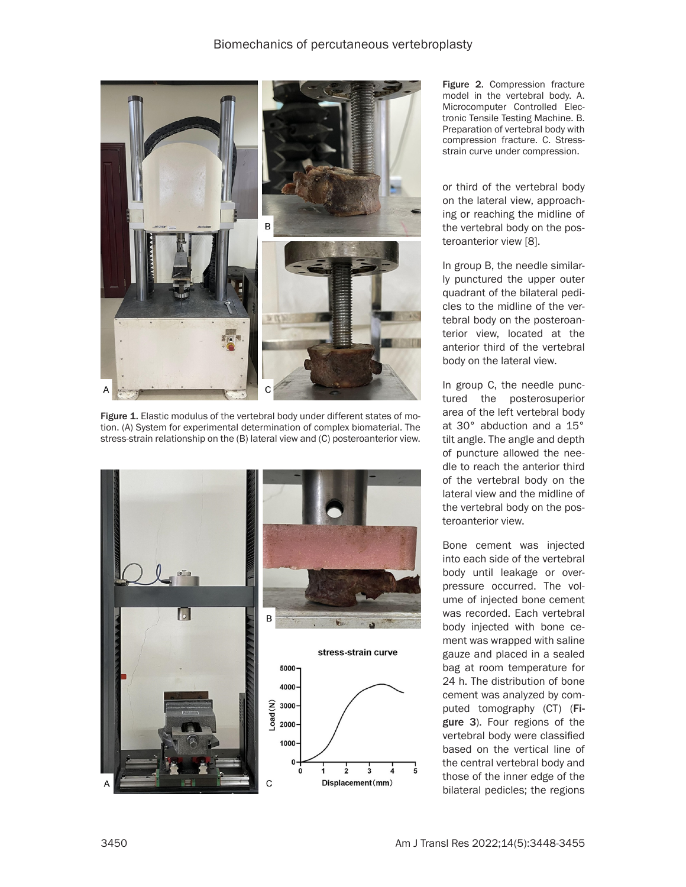Figure 1. Elastic modulus of the vertebral body under different states of motion. (A) System for experimental determination of complex biomaterial. The stress-strain relationship on the (B) lateral view and (C) posteroanterior view.

Figure 2. Compression fracture model in the vertebral body. A. Microcomputer Controlled Electronic Tensile Testing Machine. B. Preparation of vertebral body with compression fracture. C. Stress-strain curve under compression.

or third of the vertebral body on the lateral view, approaching or reaching the midline of the vertebral body on the posteroanterior view [8].

In group B, the needle similarly punctured the upper outer quadrant of the bilateral pedicles to the midline of the vertebral body on the posteroanterior view, located at the anterior third of the vertebral body on the lateral view.

In group C, the needle punctured the posterosuperior area of the left vertebral body at 30° abduction and a 15° tilt angle. The angle and depth of puncture allowed the needle to reach the anterior third of the vertebral body on the lateral view and the midline of the vertebral body on the posteroanterior view.

Bone cement was injected into each side of the vertebral body until leakage or overpressure occurred. The volume of injected bone cement was recorded. Each vertebral body injected with bone cement was wrapped with saline gauze and placed in a sealed bag at room temperature for 24 h. The distribution of bone cement was analyzed by computed tomography (CT) (**Figure 3**). Four regions of the vertebral body were classified based on the vertical line of the central vertebral body and those of the inner edge of the bilateral pedicles; the regions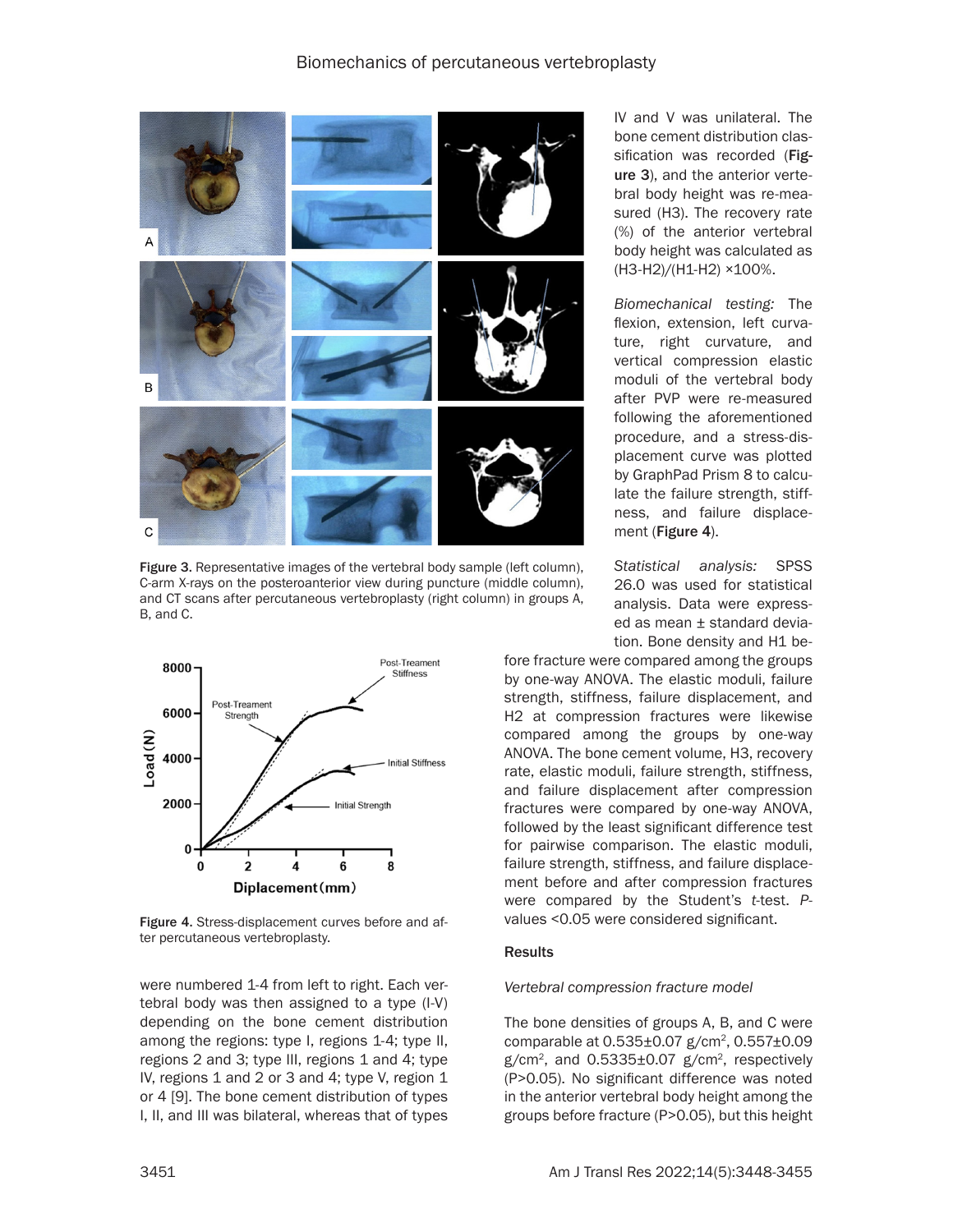Figure 3. Representative images of the vertebral body sample (left column), C-arm X-rays on the posteroanterior view during puncture (middle column), and CT scans after percutaneous vertebroplasty (right column) in groups A, B, and C.

Figure 4. Stress-displacement curves before and after percutaneous vertebroplasty.

were numbered 1-4 from left to right. Each vertebral body was then assigned to a type (I-V) depending on the bone cement distribution among the regions: type I, regions 1-4; type II, regions 2 and 3; type III, regions 1 and 4; type IV, regions 1 and 2 or 3 and 4; type V, region 1 or 4 [9]. The bone cement distribution of types I, II, and III was bilateral, whereas that of types IV and V was unilateral. The bone cement distribution classification was recorded (**Figure 3**), and the anterior vertebral body height was re-measured (H3). The recovery rate (%) of the anterior vertebral body height was calculated as (H3-H2)/(H1-H2) ×100%.

*Biomechanical testing:* The flexion, extension, left curvature, right curvature, and vertical compression elastic moduli of the vertebral body after PVP were re-measured following the aforementioned procedure, and a stress-displacement curve was plotted by GraphPad Prism 8 to calculate the failure strength, stiffness, and failure displacement (**Figure 4**).

*Statistical analysis:* SPSS 26.0 was used for statistical analysis. Data were expressed as mean ± standard deviation. Bone density and H1 before fracture were compared among the groups by one-way ANOVA. The elastic moduli, failure strength, stiffness, failure displacement, and H2 at compression fractures were likewise compared among the groups by one-way ANOVA. The bone cement volume, H3, recovery rate, elastic moduli, failure strength, stiffness, and failure displacement after compression fractures were compared by one-way ANOVA, followed by the least significant difference test for pairwise comparison. The elastic moduli, failure strength, stiffness, and failure displacement before and after compression fractures were compared by the Student's *t*-test. *P*-values <0.05 were considered significant.

## Results

### *Vertebral compression fracture model*

The bone densities of groups A, B, and C were comparable at 0.535±0.07 g/cm$^2$, 0.557±0.09 g/cm$^2$, and 0.5335±0.07 g/cm$^2$, respectively (P>0.05). No significant difference was noted in the anterior vertebral body height among the groups before fracture (P>0.05), but this height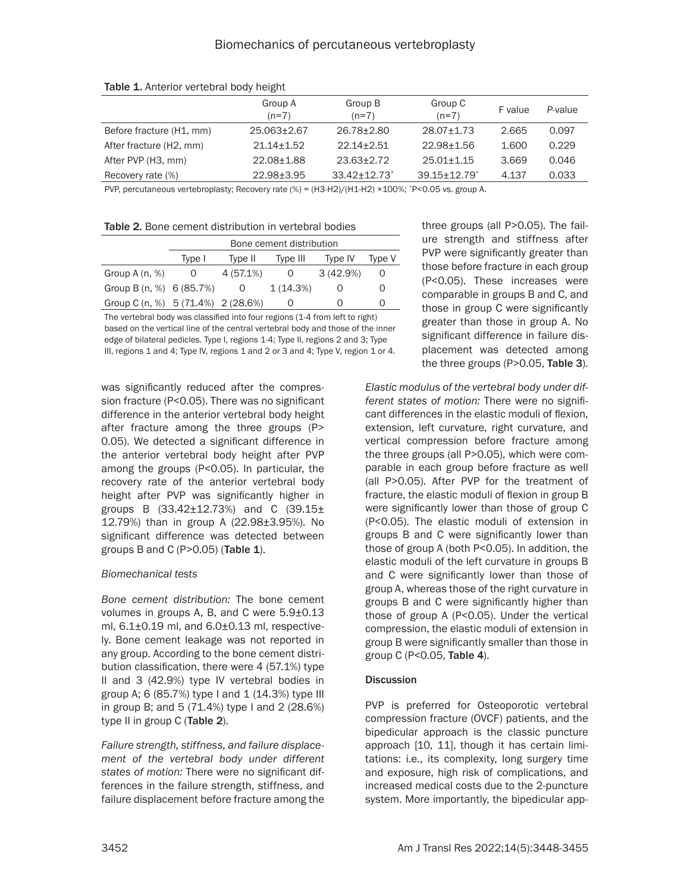Table 1. Anterior vertebral body height

| | Group A (n=7) | Group B (n=7) | Group C (n=7) | F value | *P*-value |
|---|---|---|---|---|---|
| Before fracture (H1, mm) | 25.063±2.67 | 26.78±2.80 | 28.07±1.73 | 2.665 | 0.097 |
| After fracture (H2, mm) | 21.14±1.52 | 22.14±2.51 | 22.98±1.56 | 1.600 | 0.229 |
| After PVP (H3, mm) | 22.08±1.88 | 23.63±2.72 | 25.01±1.15 | 3.669 | 0.046 |
| Recovery rate (%) | 22.98±3.95 | 33.42±12.73* | 39.15±12.79* | 4.137 | 0.033 |

PVP, percutaneous vertebroplasty; Recovery rate (%) = (H3-H2)/(H1-H2) ×100%; *P<0.05 vs. group A.

Table 2. Bone cement distribution in vertebral bodies

| | Bone cement distribution | | | | |
|---|---|---|---|---|---|
| | Type I | Type II | Type III | Type IV | Type V |
| Group A (n, %) | 0 | 4 (57.1%) | 0 | 3 (42.9%) | 0 |
| Group B (n, %) | 6 (85.7%) | 0 | 1 (14.3%) | 0 | 0 |
| Group C (n, %) | 5 (71.4%) | 2 (28.6%) | 0 | 0 | 0 |

The vertebral body was classified into four regions (1-4 from left to right) based on the vertical line of the central vertebral body and those of the inner edge of bilateral pedicles. Type I, regions 1-4; Type II, regions 2 and 3; Type III, regions 1 and 4; Type IV, regions 1 and 2 or 3 and 4; Type V, region 1 or 4.

was significantly reduced after the compression fracture (P<0.05). There was no significant difference in the anterior vertebral body height after fracture among the three groups (P>0.05). We detected a significant difference in the anterior vertebral body height after PVP among the groups (P<0.05). In particular, the recovery rate of the anterior vertebral body height after PVP was significantly higher in groups B (33.42±12.73%) and C (39.15±12.79%) than in group A (22.98±3.95%). No significant difference was detected between groups B and C (P>0.05) (**Table 1**).

### *Biomechanical tests*

*Bone cement distribution:* The bone cement volumes in groups A, B, and C were 5.9±0.13 ml, 6.1±0.19 ml, and 6.0±0.13 ml, respectively. Bone cement leakage was not reported in any group. According to the bone cement distribution classification, there were 4 (57.1%) type II and 3 (42.9%) type IV vertebral bodies in group A; 6 (85.7%) type I and 1 (14.3%) type III in group B; and 5 (71.4%) type I and 2 (28.6%) type II in group C (**Table 2**).

*Failure strength, stiffness, and failure displacement of the vertebral body under different states of motion:* There were no significant differences in the failure strength, stiffness, and failure displacement before fracture among the three groups (all P>0.05). The failure strength and stiffness after PVP were significantly greater than those before fracture in each group (P<0.05). These increases were comparable in groups B and C, and those in group C were significantly greater than those in group A. No significant difference in failure displacement was detected among the three groups (P>0.05, **Table 3**).

*Elastic modulus of the vertebral body under different states of motion:* There were no significant differences in the elastic moduli of flexion, extension, left curvature, right curvature, and vertical compression before fracture among the three groups (all P>0.05), which were comparable in each group before fracture as well (all P>0.05). After PVP for the treatment of fracture, the elastic moduli of flexion in group B were significantly lower than those of group C (P<0.05). The elastic moduli of extension in groups B and C were significantly lower than those of group A (both P<0.05). In addition, the elastic moduli of the left curvature in groups B and C were significantly lower than those of group A, whereas those of the right curvature in groups B and C were significantly higher than those of group A (P<0.05). Under the vertical compression, the elastic moduli of extension in group B were significantly smaller than those in group C (P<0.05, **Table 4**).

## Discussion

PVP is preferred for Osteoporotic vertebral compression fracture (OVCF) patients, and the bipedicular approach is the classic puncture approach [10, 11], though it has certain limitations: i.e., its complexity, long surgery time and exposure, high risk of complications, and increased medical costs due to the 2-puncture system. More importantly, the bipedicular app-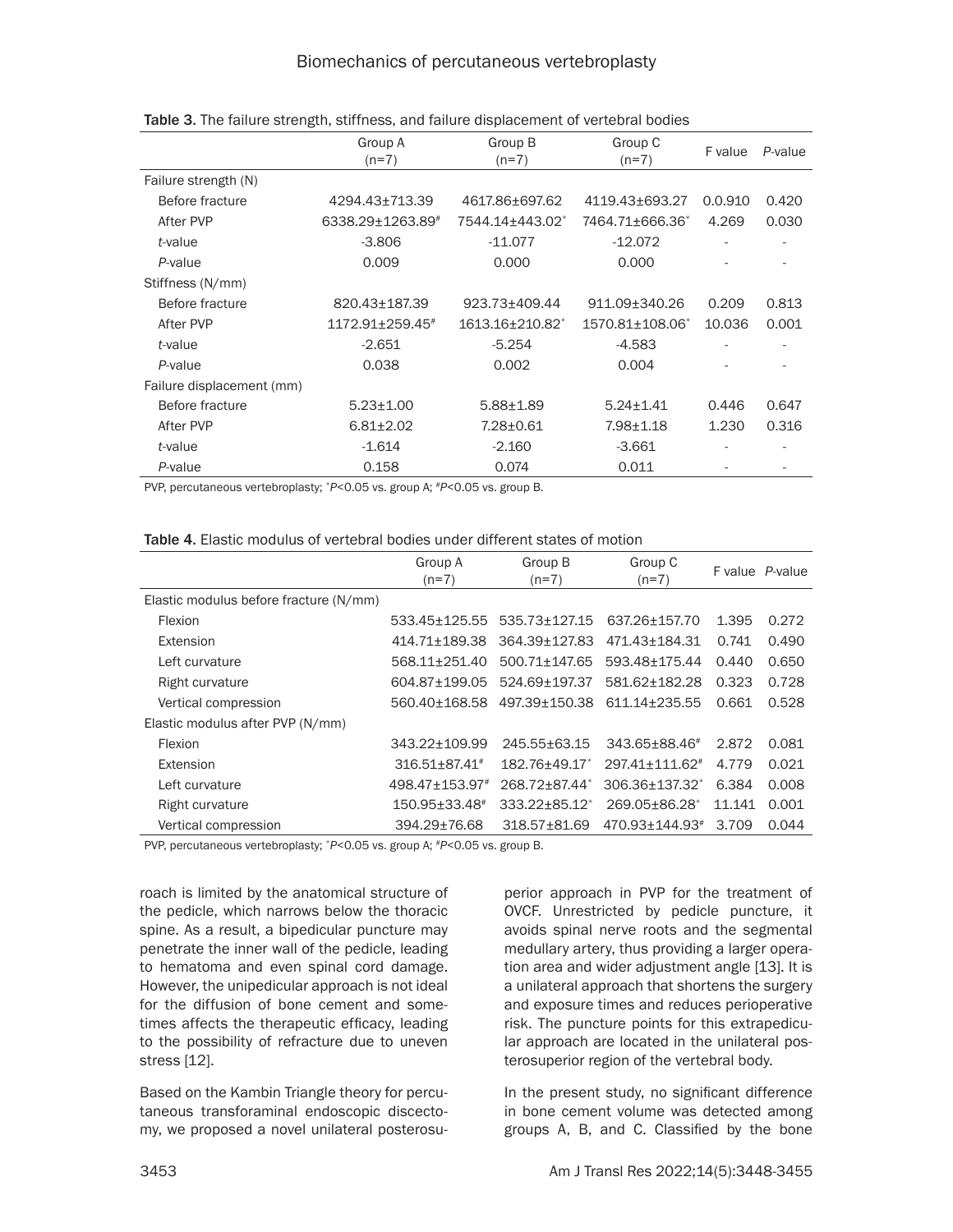**Table 3.** The failure strength, stiffness, and failure displacement of vertebral bodies

| | Group A (n=7) | Group B (n=7) | Group C (n=7) | F value | *P*-value |
|---|---|---|---|---|---|
| Failure strength (N) | | | | | |
| Before fracture | 4294.43±713.39 | 4617.86±697.62 | 4119.43±693.27 | 0.0.910 | 0.420 |
| After PVP | 6338.29±1263.89# | 7544.14±443.02* | 7464.71±666.36* | 4.269 | 0.030 |
| *t*-value | -3.806 | -11.077 | -12.072 | - | - |
| *P*-value | 0.009 | 0.000 | 0.000 | - | - |
| Stiffness (N/mm) | | | | | |
| Before fracture | 820.43±187.39 | 923.73±409.44 | 911.09±340.26 | 0.209 | 0.813 |
| After PVP | 1172.91±259.45# | 1613.16±210.82* | 1570.81±108.06* | 10.036 | 0.001 |
| *t*-value | -2.651 | -5.254 | -4.583 | - | - |
| *P*-value | 0.038 | 0.002 | 0.004 | - | - |
| Failure displacement (mm) | | | | | |
| Before fracture | 5.23±1.00 | 5.88±1.89 | 5.24±1.41 | 0.446 | 0.647 |
| After PVP | 6.81±2.02 | 7.28±0.61 | 7.98±1.18 | 1.230 | 0.316 |
| *t*-value | -1.614 | -2.160 | -3.661 | - | - |
| *P*-value | 0.158 | 0.074 | 0.011 | - | - |

PVP, percutaneous vertebroplasty; *$P<0.05$ vs. group A; #$P<0.05$ vs. group B.

**Table 4.** Elastic modulus of vertebral bodies under different states of motion

| | Group A (n=7) | Group B (n=7) | Group C (n=7) | F value | *P*-value |
|---|---|---|---|---|---|
| Elastic modulus before fracture (N/mm) | | | | | |
| Flexion | 533.45±125.55 | 535.73±127.15 | 637.26±157.70 | 1.395 | 0.272 |
| Extension | 414.71±189.38 | 364.39±127.83 | 471.43±184.31 | 0.741 | 0.490 |
| Left curvature | 568.11±251.40 | 500.71±147.65 | 593.48±175.44 | 0.440 | 0.650 |
| Right curvature | 604.87±199.05 | 524.69±197.37 | 581.62±182.28 | 0.323 | 0.728 |
| Vertical compression | 560.40±168.58 | 497.39±150.38 | 611.14±235.55 | 0.661 | 0.528 |
| Elastic modulus after PVP (N/mm) | | | | | |
| Flexion | 343.22±109.99 | 245.55±63.15 | 343.65±88.46# | 2.872 | 0.081 |
| Extension | 316.51±87.41# | 182.76±49.17* | 297.41±111.62# | 4.779 | 0.021 |
| Left curvature | 498.47±153.97# | 268.72±87.44* | 306.36±137.32* | 6.384 | 0.008 |
| Right curvature | 150.95±33.48# | 333.22±85.12* | 269.05±86.28* | 11.141 | 0.001 |
| Vertical compression | 394.29±76.68 | 318.57±81.69 | 470.93±144.93# | 3.709 | 0.044 |

PVP, percutaneous vertebroplasty; *$P<0.05$ vs. group A; #$P<0.05$ vs. group B.

roach is limited by the anatomical structure of the pedicle, which narrows below the thoracic spine. As a result, a bipedicular puncture may penetrate the inner wall of the pedicle, leading to hematoma and even spinal cord damage. However, the unipedicular approach is not ideal for the diffusion of bone cement and sometimes affects the therapeutic efficacy, leading to the possibility of refracture due to uneven stress [12].

Based on the Kambin Triangle theory for percutaneous transforaminal endoscopic discectomy, we proposed a novel unilateral posterosuperior approach in PVP for the treatment of OVCF. Unrestricted by pedicle puncture, it avoids spinal nerve roots and the segmental medullary artery, thus providing a larger operation area and wider adjustment angle [13]. It is a unilateral approach that shortens the surgery and exposure times and reduces perioperative risk. The puncture points for this extrapedicular approach are located in the unilateral posterosuperior region of the vertebral body.

In the present study, no significant difference in bone cement volume was detected among groups A, B, and C. Classified by the bone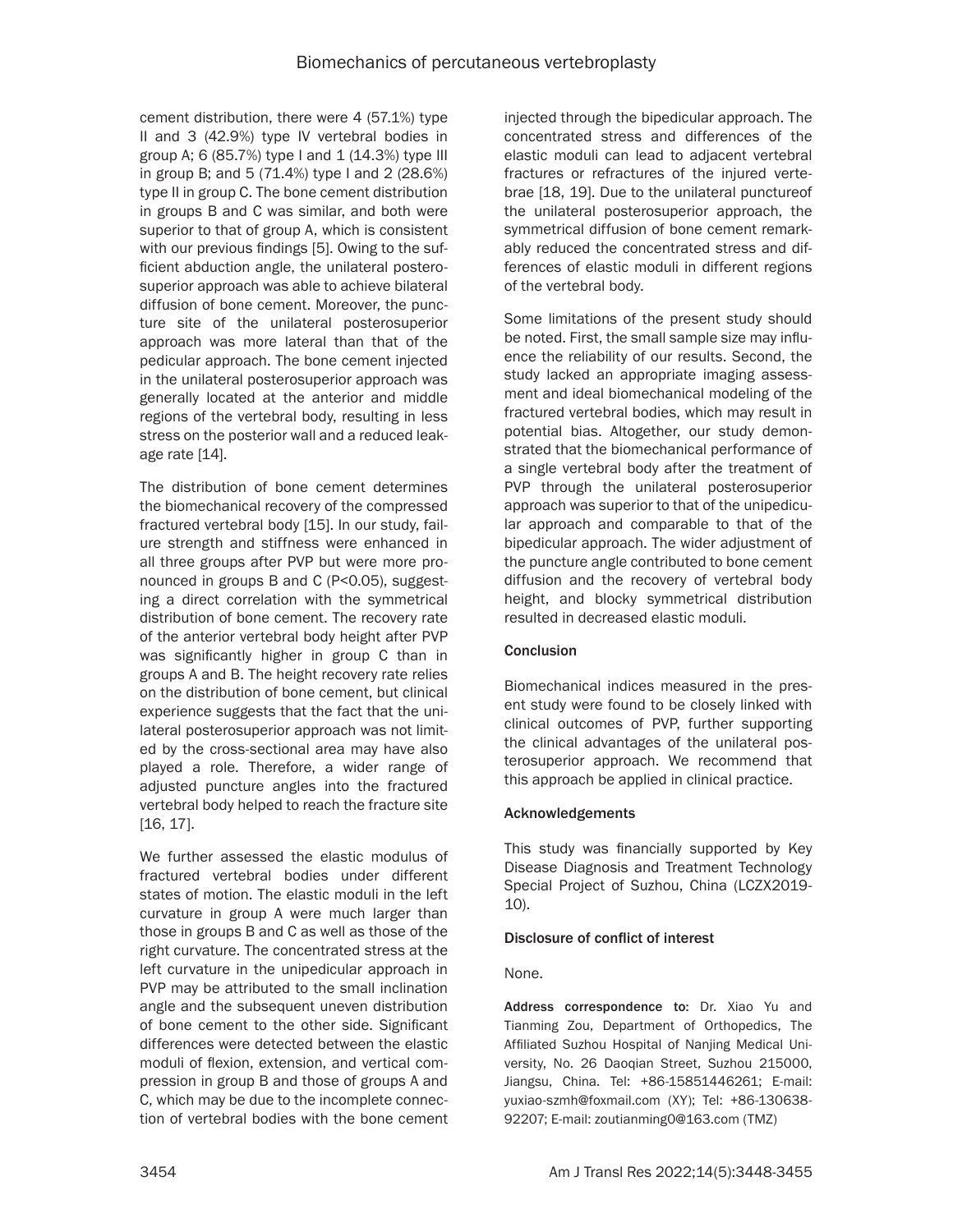cement distribution, there were 4 (57.1%) type II and 3 (42.9%) type IV vertebral bodies in group A; 6 (85.7%) type I and 1 (14.3%) type III in group B; and 5 (71.4%) type I and 2 (28.6%) type II in group C. The bone cement distribution in groups B and C was similar, and both were superior to that of group A, which is consistent with our previous findings [5]. Owing to the sufficient abduction angle, the unilateral posterosuperior approach was able to achieve bilateral diffusion of bone cement. Moreover, the puncture site of the unilateral posterosuperior approach was more lateral than that of the pedicular approach. The bone cement injected in the unilateral posterosuperior approach was generally located at the anterior and middle regions of the vertebral body, resulting in less stress on the posterior wall and a reduced leakage rate [14].

The distribution of bone cement determines the biomechanical recovery of the compressed fractured vertebral body [15]. In our study, failure strength and stiffness were enhanced in all three groups after PVP but were more pronounced in groups B and C ($P<0.05$), suggesting a direct correlation with the symmetrical distribution of bone cement. The recovery rate of the anterior vertebral body height after PVP was significantly higher in group C than in groups A and B. The height recovery rate relies on the distribution of bone cement, but clinical experience suggests that the fact that the unilateral posterosuperior approach was not limited by the cross-sectional area may have also played a role. Therefore, a wider range of adjusted puncture angles into the fractured vertebral body helped to reach the fracture site [16, 17].

We further assessed the elastic modulus of fractured vertebral bodies under different states of motion. The elastic moduli in the left curvature in group A were much larger than those in groups B and C as well as those of the right curvature. The concentrated stress at the left curvature in the unipedicular approach in PVP may be attributed to the small inclination angle and the subsequent uneven distribution of bone cement to the other side. Significant differences were detected between the elastic moduli of flexion, extension, and vertical compression in group B and those of groups A and C, which may be due to the incomplete connection of vertebral bodies with the bone cement injected through the bipedicular approach. The concentrated stress and differences of the elastic moduli can lead to adjacent vertebral fractures or refractures of the injured vertebrae [18, 19]. Due to the unilateral punctureof the unilateral posterosuperior approach, the symmetrical diffusion of bone cement remarkably reduced the concentrated stress and differences of elastic moduli in different regions of the vertebral body.

Some limitations of the present study should be noted. First, the small sample size may influence the reliability of our results. Second, the study lacked an appropriate imaging assessment and ideal biomechanical modeling of the fractured vertebral bodies, which may result in potential bias. Altogether, our study demonstrated that the biomechanical performance of a single vertebral body after the treatment of PVP through the unilateral posterosuperior approach was superior to that of the unipedicular approach and comparable to that of the bipedicular approach. The wider adjustment of the puncture angle contributed to bone cement diffusion and the recovery of vertebral body height, and blocky symmetrical distribution resulted in decreased elastic moduli.

## Conclusion

Biomechanical indices measured in the present study were found to be closely linked with clinical outcomes of PVP, further supporting the clinical advantages of the unilateral posterosuperior approach. We recommend that this approach be applied in clinical practice.

## Acknowledgements

This study was financially supported by Key Disease Diagnosis and Treatment Technology Special Project of Suzhou, China (LCZX2019-10).

## Disclosure of conflict of interest

None.

**Address correspondence to:** Dr. Xiao Yu and Tianming Zou, Department of Orthopedics, The Affiliated Suzhou Hospital of Nanjing Medical University, No. 26 Daoqian Street, Suzhou 215000, Jiangsu, China. Tel: +86-15851446261; E-mail: yuxiao-szmh@foxmail.com (XY); Tel: +86-13063892207; E-mail: zoutianming0@163.com (TMZ)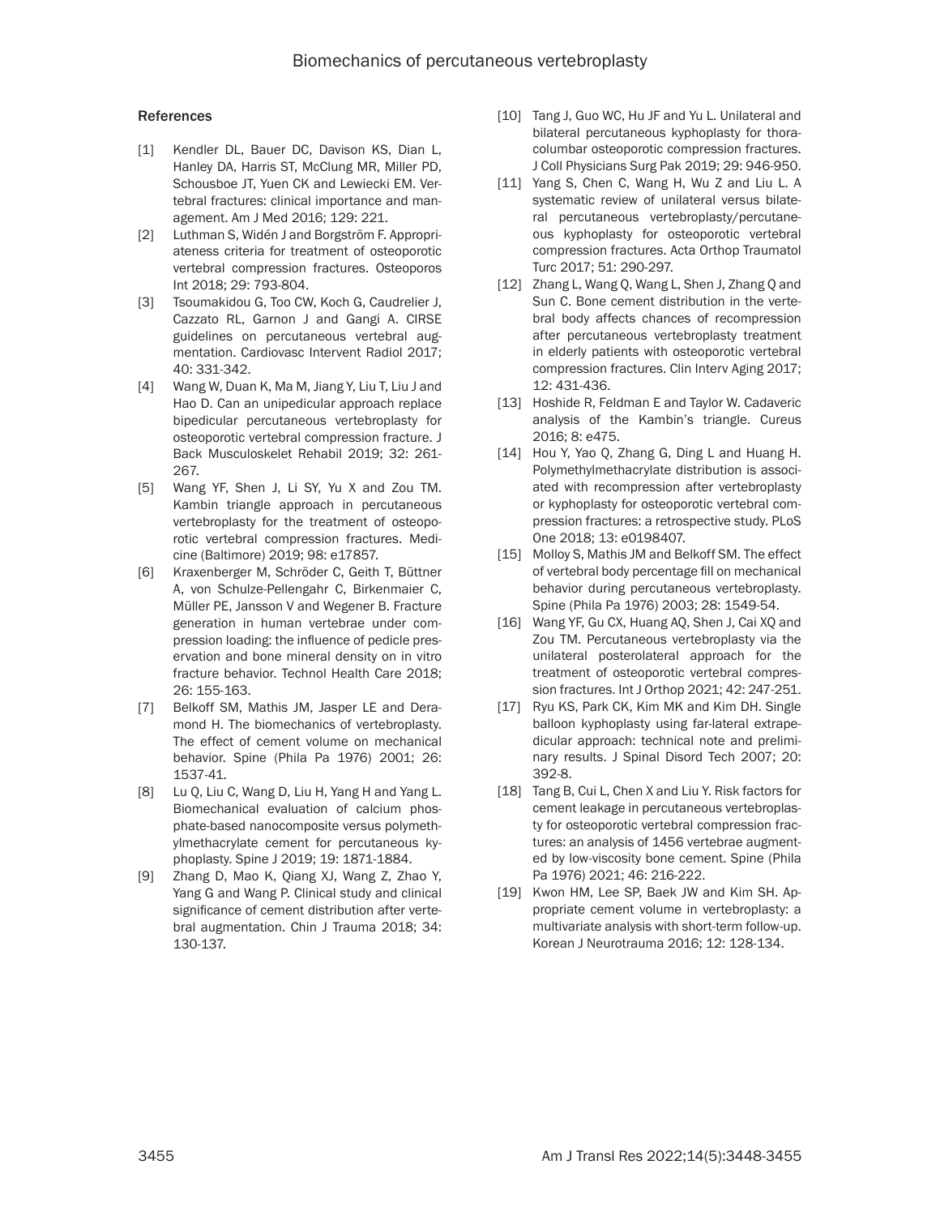## References

[1] Kendler DL, Bauer DC, Davison KS, Dian L, Hanley DA, Harris ST, McClung MR, Miller PD, Schousboe JT, Yuen CK and Lewiecki EM. Vertebral fractures: clinical importance and management. Am J Med 2016; 129: 221.

[2] Luthman S, Widén J and Borgström F. Appropriateness criteria for treatment of osteoporotic vertebral compression fractures. Osteoporos Int 2018; 29: 793-804.

[3] Tsoumakidou G, Too CW, Koch G, Caudrelier J, Cazzato RL, Garnon J and Gangi A. CIRSE guidelines on percutaneous vertebral augmentation. Cardiovasc Intervent Radiol 2017; 40: 331-342.

[4] Wang W, Duan K, Ma M, Jiang Y, Liu T, Liu J and Hao D. Can an unipedicular approach replace bipedicular percutaneous vertebroplasty for osteoporotic vertebral compression fracture. J Back Musculoskelet Rehabil 2019; 32: 261-267.

[5] Wang YF, Shen J, Li SY, Yu X and Zou TM. Kambin triangle approach in percutaneous vertebroplasty for the treatment of osteoporotic vertebral compression fractures. Medicine (Baltimore) 2019; 98: e17857.

[6] Kraxenberger M, Schröder C, Geith T, Büttner A, von Schulze-Pellengahr C, Birkenmaier C, Müller PE, Jansson V and Wegener B. Fracture generation in human vertebrae under compression loading: the influence of pedicle preservation and bone mineral density on in vitro fracture behavior. Technol Health Care 2018; 26: 155-163.

[7] Belkoff SM, Mathis JM, Jasper LE and Deramond H. The biomechanics of vertebroplasty. The effect of cement volume on mechanical behavior. Spine (Phila Pa 1976) 2001; 26: 1537-41.

[8] Lu Q, Liu C, Wang D, Liu H, Yang H and Yang L. Biomechanical evaluation of calcium phosphate-based nanocomposite versus polymethylmethacrylate cement for percutaneous kyphoplasty. Spine J 2019; 19: 1871-1884.

[9] Zhang D, Mao K, Qiang XJ, Wang Z, Zhao Y, Yang G and Wang P. Clinical study and clinical significance of cement distribution after vertebral augmentation. Chin J Trauma 2018; 34: 130-137.

[10] Tang J, Guo WC, Hu JF and Yu L. Unilateral and bilateral percutaneous kyphoplasty for thoracolumbar osteoporotic compression fractures. J Coll Physicians Surg Pak 2019; 29: 946-950.

[11] Yang S, Chen C, Wang H, Wu Z and Liu L. A systematic review of unilateral versus bilateral percutaneous vertebroplasty/percutaneous kyphoplasty for osteoporotic vertebral compression fractures. Acta Orthop Traumatol Turc 2017; 51: 290-297.

[12] Zhang L, Wang Q, Wang L, Shen J, Zhang Q and Sun C. Bone cement distribution in the vertebral body affects chances of recompression after percutaneous vertebroplasty treatment in elderly patients with osteoporotic vertebral compression fractures. Clin Interv Aging 2017; 12: 431-436.

[13] Hoshide R, Feldman E and Taylor W. Cadaveric analysis of the Kambin's triangle. Cureus 2016; 8: e475.

[14] Hou Y, Yao Q, Zhang G, Ding L and Huang H. Polymethylmethacrylate distribution is associated with recompression after vertebroplasty or kyphoplasty for osteoporotic vertebral compression fractures: a retrospective study. PLoS One 2018; 13: e0198407.

[15] Molloy S, Mathis JM and Belkoff SM. The effect of vertebral body percentage fill on mechanical behavior during percutaneous vertebroplasty. Spine (Phila Pa 1976) 2003; 28: 1549-54.

[16] Wang YF, Gu CX, Huang AQ, Shen J, Cai XQ and Zou TM. Percutaneous vertebroplasty via the unilateral posterolateral approach for the treatment of osteoporotic vertebral compression fractures. Int J Orthop 2021; 42: 247-251.

[17] Ryu KS, Park CK, Kim MK and Kim DH. Single balloon kyphoplasty using far-lateral extrapedicular approach: technical note and preliminary results. J Spinal Disord Tech 2007; 20: 392-8.

[18] Tang B, Cui L, Chen X and Liu Y. Risk factors for cement leakage in percutaneous vertebroplasty for osteoporotic vertebral compression fractures: an analysis of 1456 vertebrae augmented by low-viscosity bone cement. Spine (Phila Pa 1976) 2021; 46: 216-222.

[19] Kwon HM, Lee SP, Baek JW and Kim SH. Appropriate cement volume in vertebroplasty: a multivariate analysis with short-term follow-up. Korean J Neurotrauma 2016; 12: 128-134.